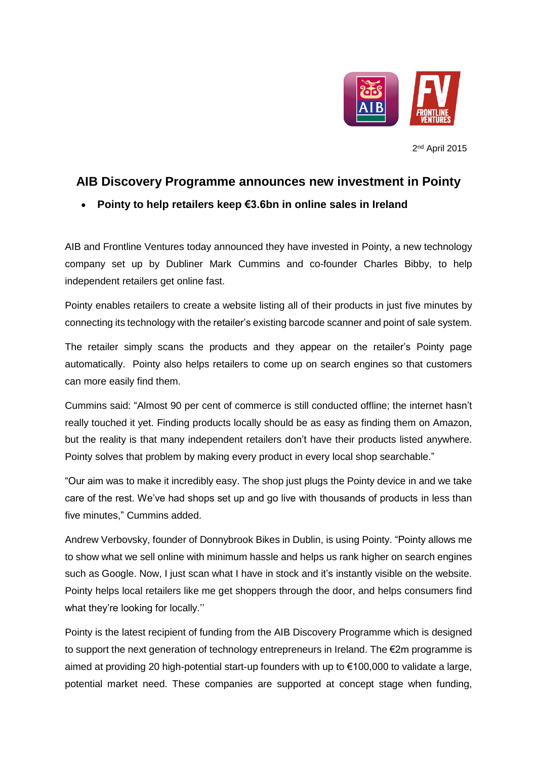2nd April 2015

## AIB Discovery Programme announces new investment in Pointy

- **Pointy to help retailers keep €3.6bn in online sales in Ireland**

AIB and Frontline Ventures today announced they have invested in Pointy, a new technology company set up by Dubliner Mark Cummins and co-founder Charles Bibby, to help independent retailers get online fast.

Pointy enables retailers to create a website listing all of their products in just five minutes by connecting its technology with the retailer's existing barcode scanner and point of sale system.

The retailer simply scans the products and they appear on the retailer's Pointy page automatically. Pointy also helps retailers to come up on search engines so that customers can more easily find them.

Cummins said: "Almost 90 per cent of commerce is still conducted offline; the internet hasn't really touched it yet. Finding products locally should be as easy as finding them on Amazon, but the reality is that many independent retailers don't have their products listed anywhere. Pointy solves that problem by making every product in every local shop searchable."

"Our aim was to make it incredibly easy. The shop just plugs the Pointy device in and we take care of the rest. We've had shops set up and go live with thousands of products in less than five minutes," Cummins added.

Andrew Verbovsky, founder of Donnybrook Bikes in Dublin, is using Pointy. "Pointy allows me to show what we sell online with minimum hassle and helps us rank higher on search engines such as Google. Now, I just scan what I have in stock and it's instantly visible on the website. Pointy helps local retailers like me get shoppers through the door, and helps consumers find what they're looking for locally.''

Pointy is the latest recipient of funding from the AIB Discovery Programme which is designed to support the next generation of technology entrepreneurs in Ireland. The €2m programme is aimed at providing 20 high-potential start-up founders with up to €100,000 to validate a large, potential market need. These companies are supported at concept stage when funding,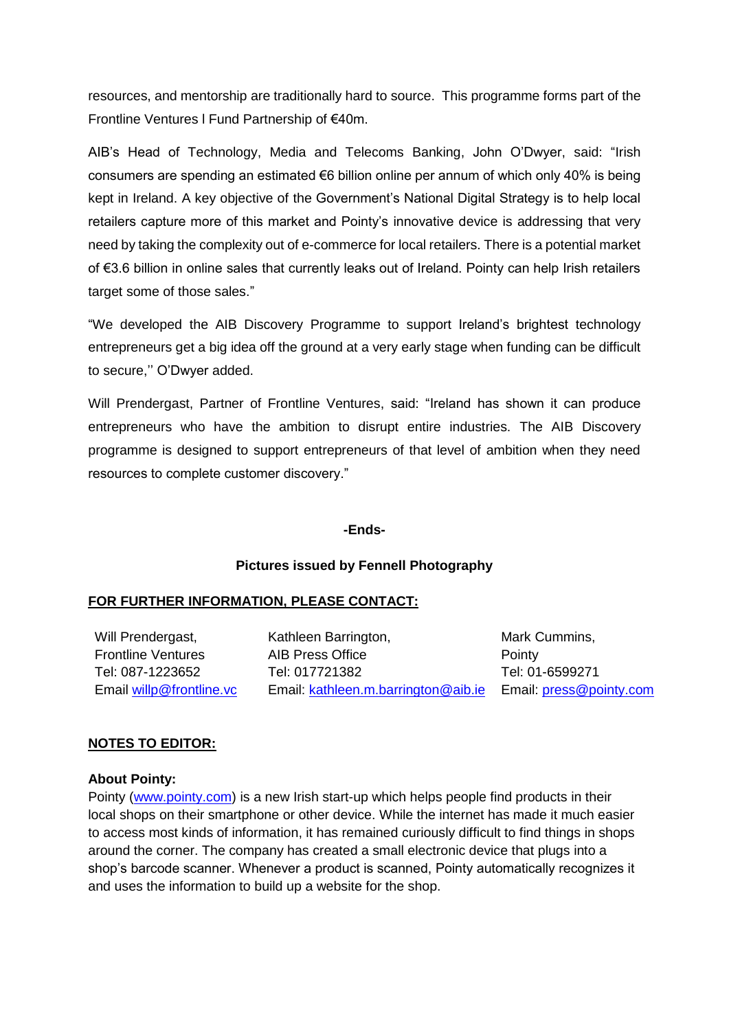resources, and mentorship are traditionally hard to source. This programme forms part of the Frontline Ventures I Fund Partnership of €40m.

AIB's Head of Technology, Media and Telecoms Banking, John O'Dwyer, said: "Irish consumers are spending an estimated €6 billion online per annum of which only 40% is being kept in Ireland. A key objective of the Government's National Digital Strategy is to help local retailers capture more of this market and Pointy's innovative device is addressing that very need by taking the complexity out of e-commerce for local retailers. There is a potential market of €3.6 billion in online sales that currently leaks out of Ireland. Pointy can help Irish retailers target some of those sales."

"We developed the AIB Discovery Programme to support Ireland's brightest technology entrepreneurs get a big idea off the ground at a very early stage when funding can be difficult to secure,'' O'Dwyer added.

Will Prendergast, Partner of Frontline Ventures, said: "Ireland has shown it can produce entrepreneurs who have the ambition to disrupt entire industries. The AIB Discovery programme is designed to support entrepreneurs of that level of ambition when they need resources to complete customer discovery."

**-Ends-**

**Pictures issued by Fennell Photography**

**FOR FURTHER INFORMATION, PLEASE CONTACT:**

| | | |
|---|---|---|
| Will Prendergast, | Kathleen Barrington, | Mark Cummins, |
| Frontline Ventures | AIB Press Office | Pointy |
| Tel: 087-1223652 | Tel: 017721382 | Tel: 01-6599271 |
| Email willp@frontline.vc | Email: kathleen.m.barrington@aib.ie | Email: press@pointy.com |

**NOTES TO EDITOR:**

**About Pointy:**
Pointy (www.pointy.com) is a new Irish start-up which helps people find products in their local shops on their smartphone or other device. While the internet has made it much easier to access most kinds of information, it has remained curiously difficult to find things in shops around the corner. The company has created a small electronic device that plugs into a shop's barcode scanner. Whenever a product is scanned, Pointy automatically recognizes it and uses the information to build up a website for the shop.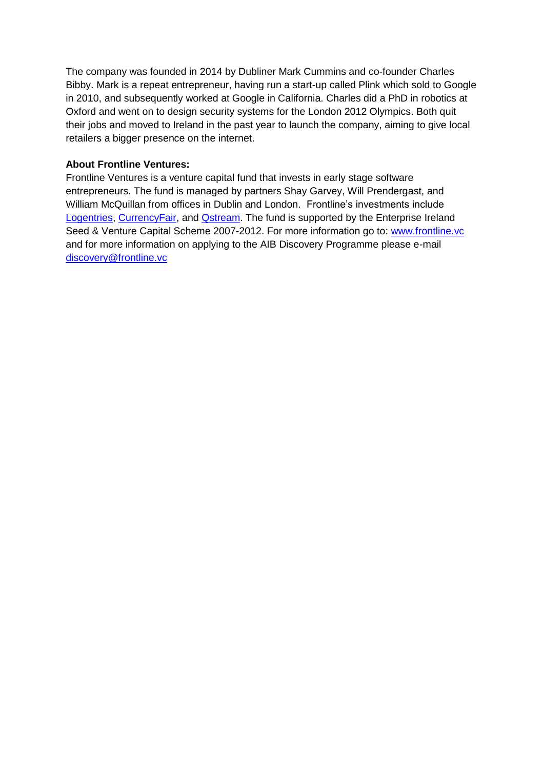The company was founded in 2014 by Dubliner Mark Cummins and co-founder Charles Bibby. Mark is a repeat entrepreneur, having run a start-up called Plink which sold to Google in 2010, and subsequently worked at Google in California. Charles did a PhD in robotics at Oxford and went on to design security systems for the London 2012 Olympics. Both quit their jobs and moved to Ireland in the past year to launch the company, aiming to give local retailers a bigger presence on the internet.

**About Frontline Ventures:**

Frontline Ventures is a venture capital fund that invests in early stage software entrepreneurs. The fund is managed by partners Shay Garvey, Will Prendergast, and William McQuillan from offices in Dublin and London. Frontline's investments include Logentries, CurrencyFair, and Qstream. The fund is supported by the Enterprise Ireland Seed & Venture Capital Scheme 2007-2012. For more information go to: www.frontline.vc and for more information on applying to the AIB Discovery Programme please e-mail discovery@frontline.vc